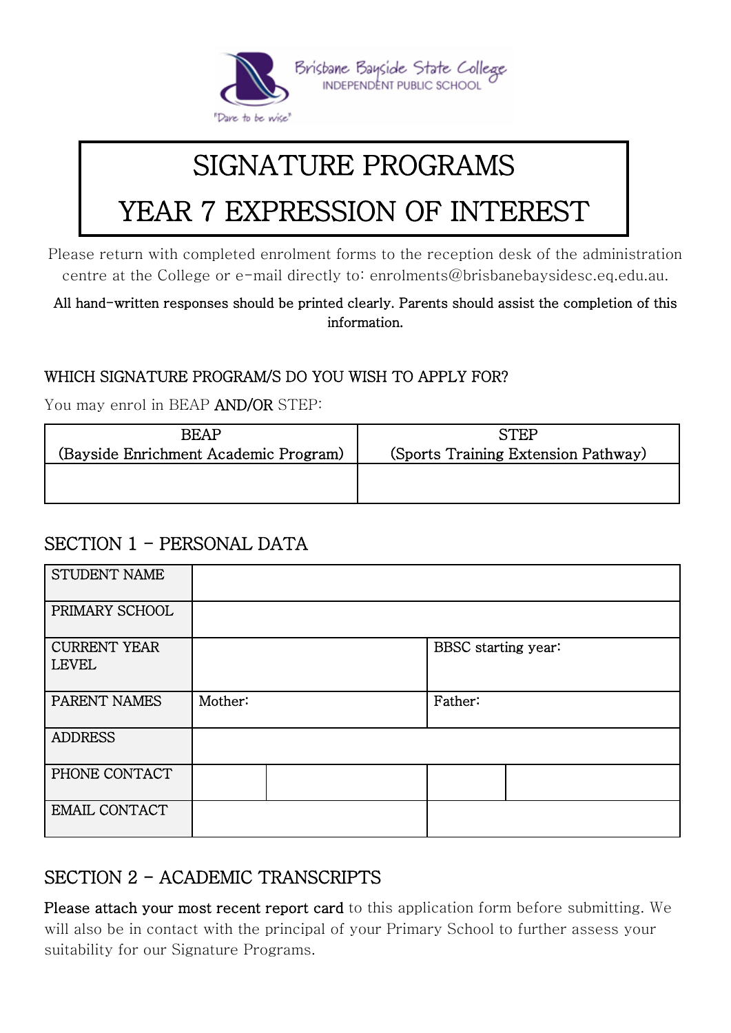Brisbane Bayside State College
INDEPENDENT PUBLIC SCHOOL
"Dare to be wise"

# SIGNATURE PROGRAMS
# YEAR 7 EXPRESSION OF INTEREST

Please return with completed enrolment forms to the reception desk of the administration centre at the College or e-mail directly to: enrolments@brisbanebaysidesc.eq.edu.au.

**All hand-written responses should be printed clearly. Parents should assist the completion of this information.**

### WHICH SIGNATURE PROGRAM/S DO YOU WISH TO APPLY FOR?

You may enrol in BEAP **AND/OR** STEP:

| BEAP (Bayside Enrichment Academic Program) | STEP (Sports Training Extension Pathway) |
|---|---|
| | |

## SECTION 1 – PERSONAL DATA

| | | | | |
|---|---|---|---|---|
| STUDENT NAME | | | | |
| PRIMARY SCHOOL | | | | |
| CURRENT YEAR LEVEL | | | BBSC starting year: | |
| PARENT NAMES | Mother: | | Father: | |
| ADDRESS | | | | |
| PHONE CONTACT | | | | |
| EMAIL CONTACT | | | | |

## SECTION 2 – ACADEMIC TRANSCRIPTS

**Please attach your most recent report card** to this application form before submitting. We will also be in contact with the principal of your Primary School to further assess your suitability for our Signature Programs.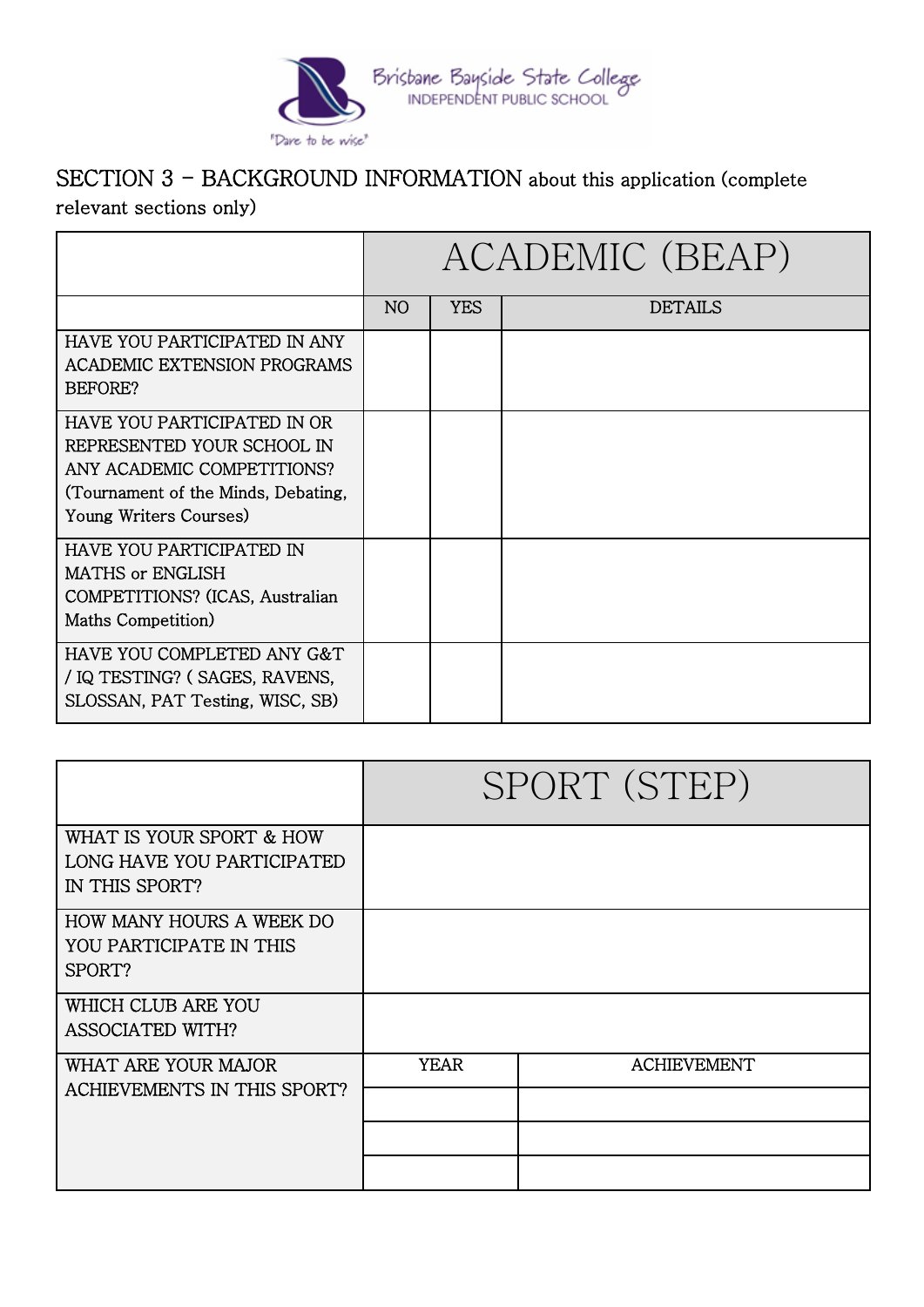Brisbane Bayside State College
INDEPENDENT PUBLIC SCHOOL
"Dare to be wise"

## SECTION 3 – BACKGROUND INFORMATION about this application (complete relevant sections only)

| | ACADEMIC (BEAP) | | |
|---|---|---|---|
| | NO | YES | DETAILS |
| HAVE YOU PARTICIPATED IN ANY ACADEMIC EXTENSION PROGRAMS BEFORE? | | | |
| HAVE YOU PARTICIPATED IN OR REPRESENTED YOUR SCHOOL IN ANY ACADEMIC COMPETITIONS? (Tournament of the Minds, Debating, Young Writers Courses) | | | |
| HAVE YOU PARTICIPATED IN MATHS or ENGLISH COMPETITIONS? (ICAS, Australian Maths Competition) | | | |
| HAVE YOU COMPLETED ANY G&T / IQ TESTING? ( SAGES, RAVENS, SLOSSAN, PAT Testing, WISC, SB) | | | |

| | SPORT (STEP) | |
|---|---|---|
| WHAT IS YOUR SPORT & HOW LONG HAVE YOU PARTICIPATED IN THIS SPORT? | | |
| HOW MANY HOURS A WEEK DO YOU PARTICIPATE IN THIS SPORT? | | |
| WHICH CLUB ARE YOU ASSOCIATED WITH? | | |
| WHAT ARE YOUR MAJOR ACHIEVEMENTS IN THIS SPORT? | YEAR | ACHIEVEMENT |
| | | |
| | | |
| | | |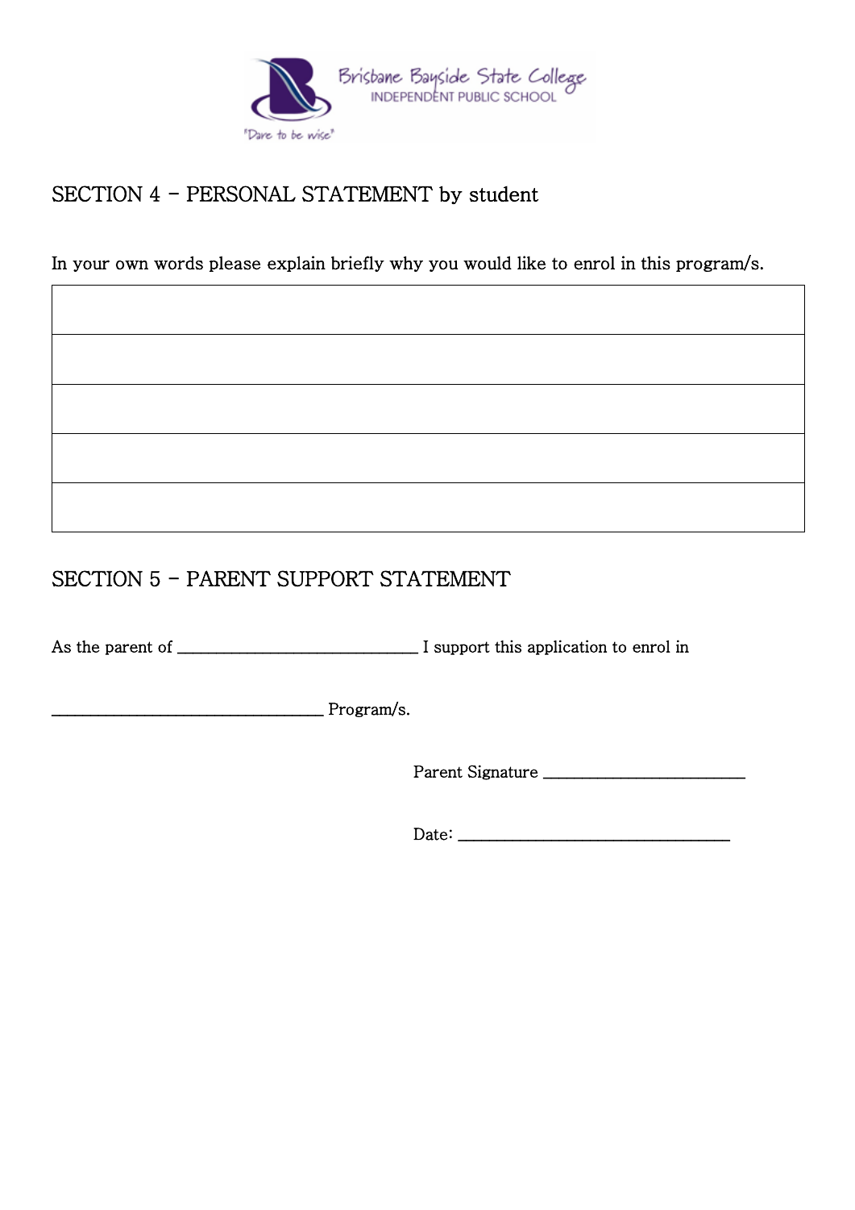Brisbane Bayside State College
INDEPENDENT PUBLIC SCHOOL
"Dare to be wise"

## SECTION 4 – PERSONAL STATEMENT by student

In your own words please explain briefly why you would like to enrol in this program/s.

| |
|---|
| |
| |
| |
| |
| |

## SECTION 5 – PARENT SUPPORT STATEMENT

As the parent of ______________________________ I support this application to enrol in

__________________________________ Program/s.

Parent Signature _________________________

Date: __________________________________